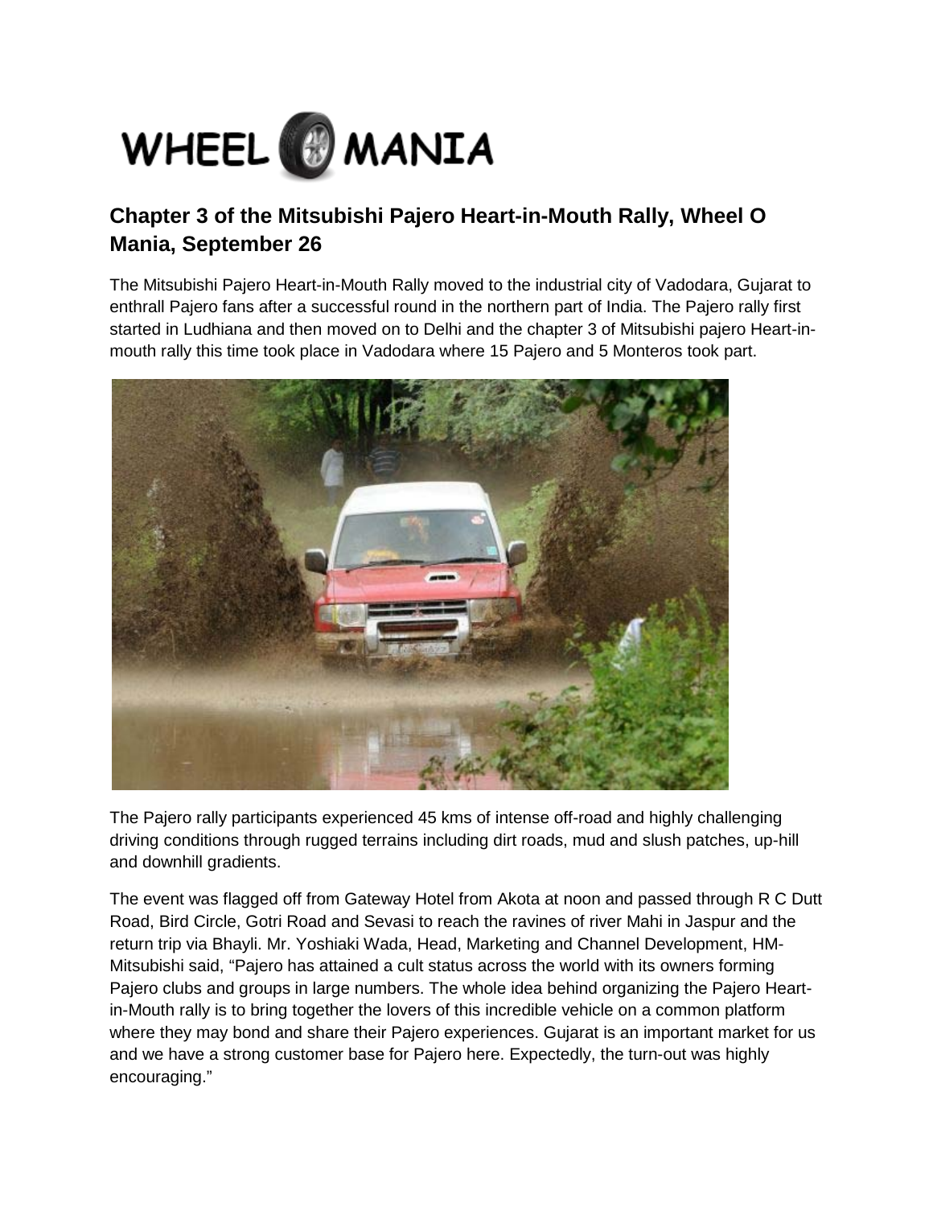# WHEEL O MANIA

## Chapter 3 of the Mitsubishi Pajero Heart-in-Mouth Rally, Wheel O Mania, September 26

The Mitsubishi Pajero Heart-in-Mouth Rally moved to the industrial city of Vadodara, Gujarat to enthrall Pajero fans after a successful round in the northern part of India. The Pajero rally first started in Ludhiana and then moved on to Delhi and the chapter 3 of Mitsubishi pajero Heart-in-mouth rally this time took place in Vadodara where 15 Pajero and 5 Monteros took part.

The Pajero rally participants experienced 45 kms of intense off-road and highly challenging driving conditions through rugged terrains including dirt roads, mud and slush patches, up-hill and downhill gradients.

The event was flagged off from Gateway Hotel from Akota at noon and passed through R C Dutt Road, Bird Circle, Gotri Road and Sevasi to reach the ravines of river Mahi in Jaspur and the return trip via Bhayli. Mr. Yoshiaki Wada, Head, Marketing and Channel Development, HM-Mitsubishi said, "Pajero has attained a cult status across the world with its owners forming Pajero clubs and groups in large numbers. The whole idea behind organizing the Pajero Heart-in-Mouth rally is to bring together the lovers of this incredible vehicle on a common platform where they may bond and share their Pajero experiences. Gujarat is an important market for us and we have a strong customer base for Pajero here. Expectedly, the turn-out was highly encouraging."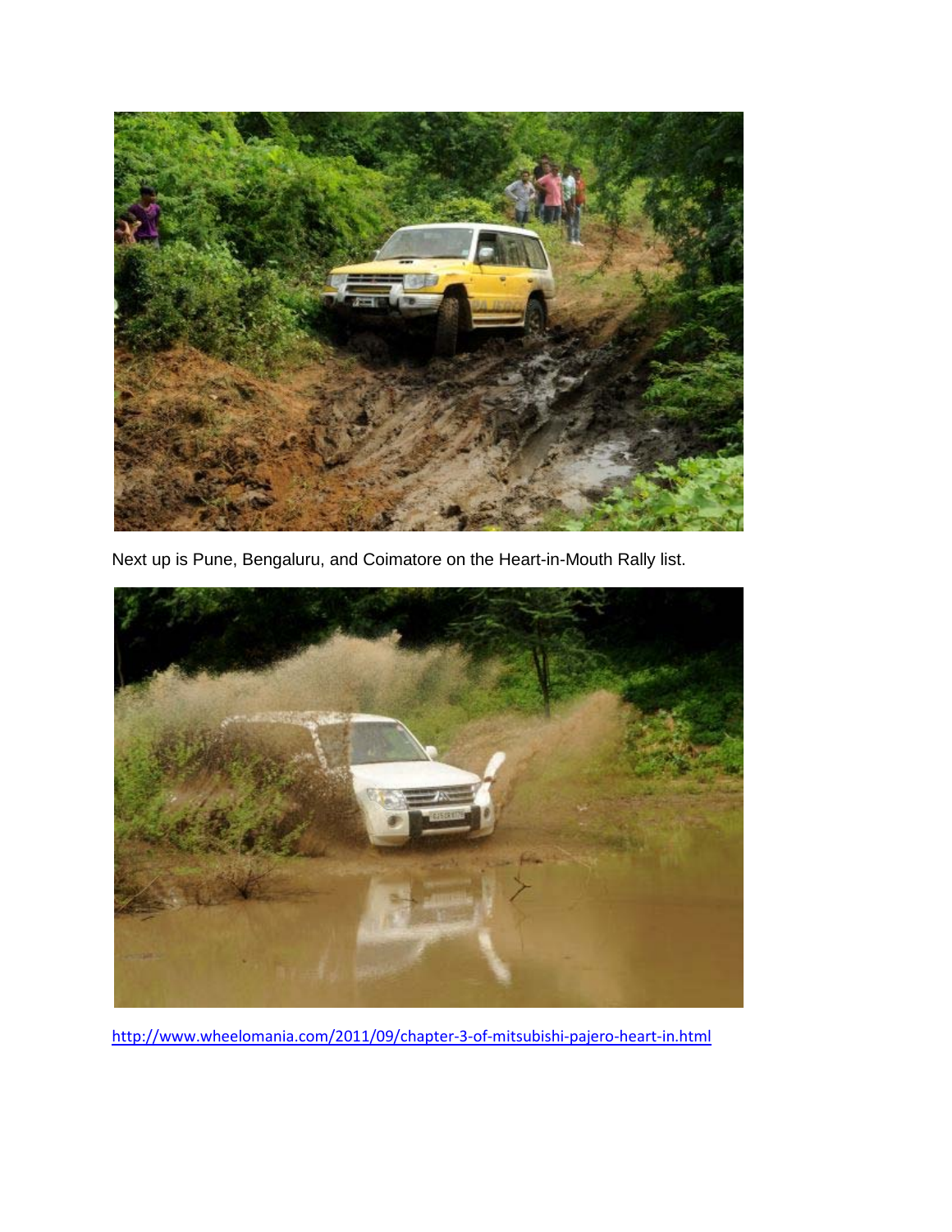Next up is Pune, Bengaluru, and Coimatore on the Heart-in-Mouth Rally list.

[http://www.wheelomania.com/2011/09/chapter-3-of-mitsubishi-pajero-heart-in.html](http://www.wheelomania.com/2011/09/chapter-3-of-mitsubishi-pajero-heart-in.html)